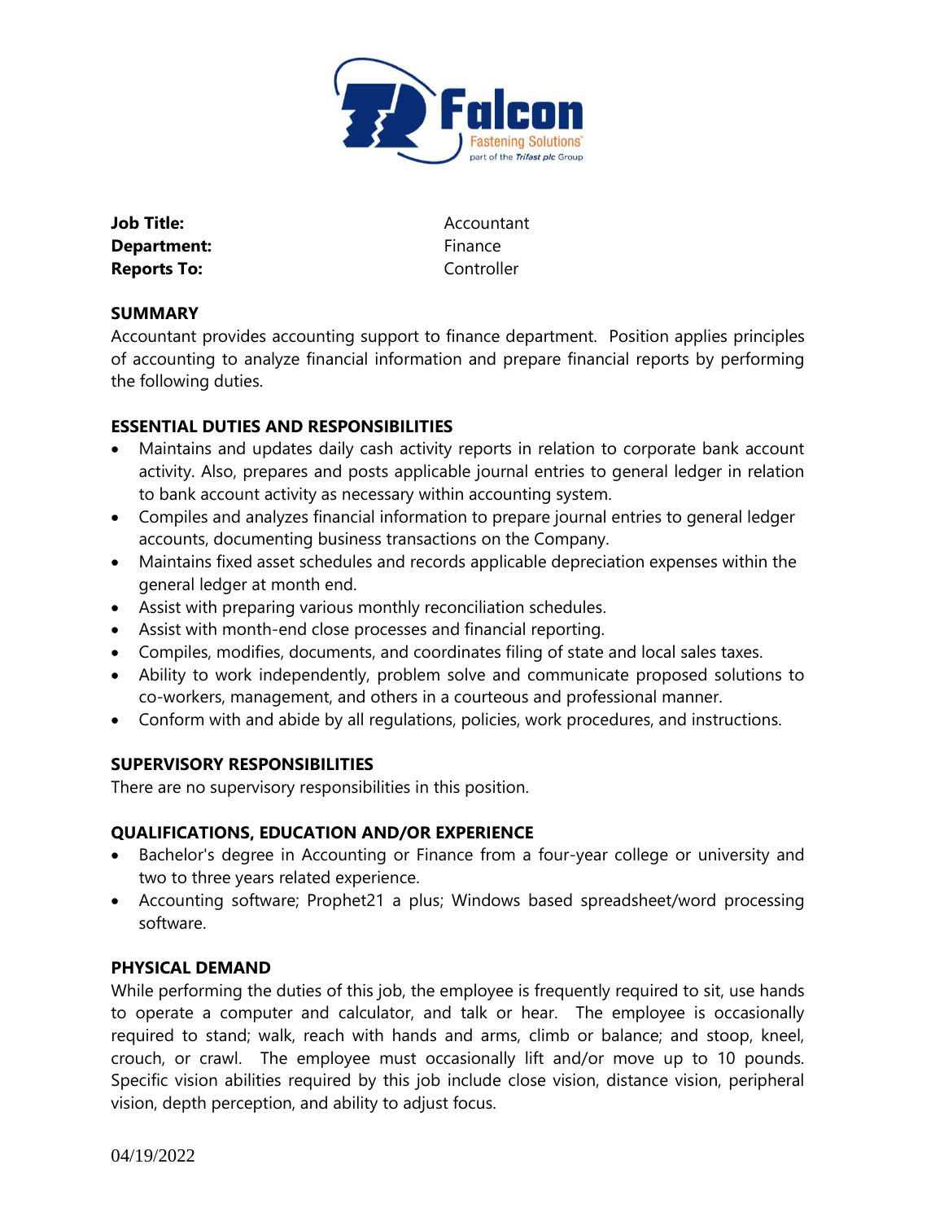**Job Title:** Accountant
**Department:** Finance
**Reports To:** Controller

## SUMMARY

Accountant provides accounting support to finance department. Position applies principles of accounting to analyze financial information and prepare financial reports by performing the following duties.

## ESSENTIAL DUTIES AND RESPONSIBILITIES

- Maintains and updates daily cash activity reports in relation to corporate bank account activity. Also, prepares and posts applicable journal entries to general ledger in relation to bank account activity as necessary within accounting system.
- Compiles and analyzes financial information to prepare journal entries to general ledger accounts, documenting business transactions on the Company.
- Maintains fixed asset schedules and records applicable depreciation expenses within the general ledger at month end.
- Assist with preparing various monthly reconciliation schedules.
- Assist with month-end close processes and financial reporting.
- Compiles, modifies, documents, and coordinates filing of state and local sales taxes.
- Ability to work independently, problem solve and communicate proposed solutions to co-workers, management, and others in a courteous and professional manner.
- Conform with and abide by all regulations, policies, work procedures, and instructions.

## SUPERVISORY RESPONSIBILITIES

There are no supervisory responsibilities in this position.

## QUALIFICATIONS, EDUCATION AND/OR EXPERIENCE

- Bachelor's degree in Accounting or Finance from a four-year college or university and two to three years related experience.
- Accounting software; Prophet21 a plus; Windows based spreadsheet/word processing software.

## PHYSICAL DEMAND

While performing the duties of this job, the employee is frequently required to sit, use hands to operate a computer and calculator, and talk or hear. The employee is occasionally required to stand; walk, reach with hands and arms, climb or balance; and stoop, kneel, crouch, or crawl. The employee must occasionally lift and/or move up to 10 pounds. Specific vision abilities required by this job include close vision, distance vision, peripheral vision, depth perception, and ability to adjust focus.

04/19/2022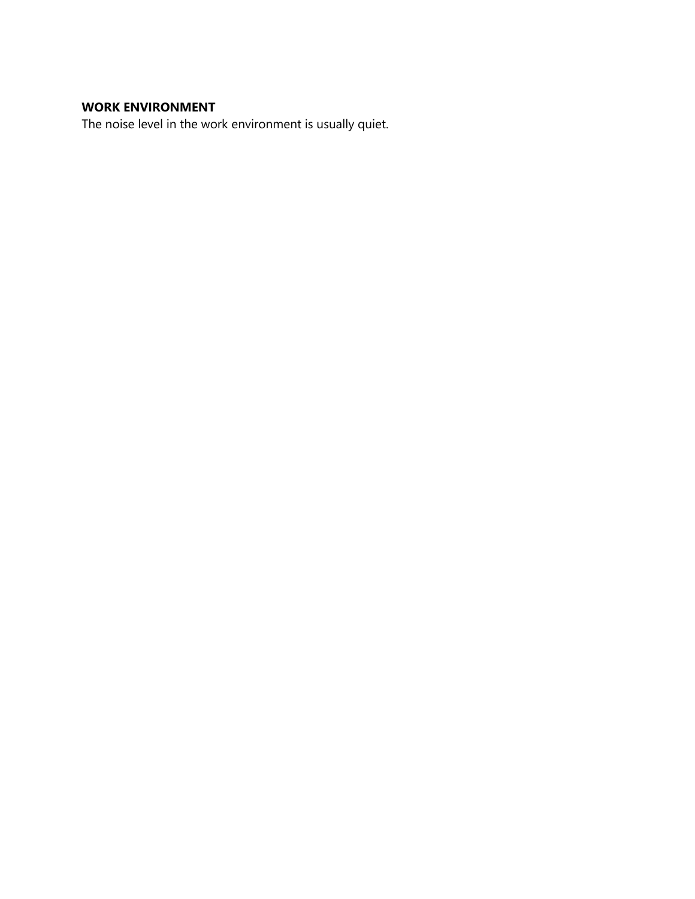**WORK ENVIRONMENT**

The noise level in the work environment is usually quiet.